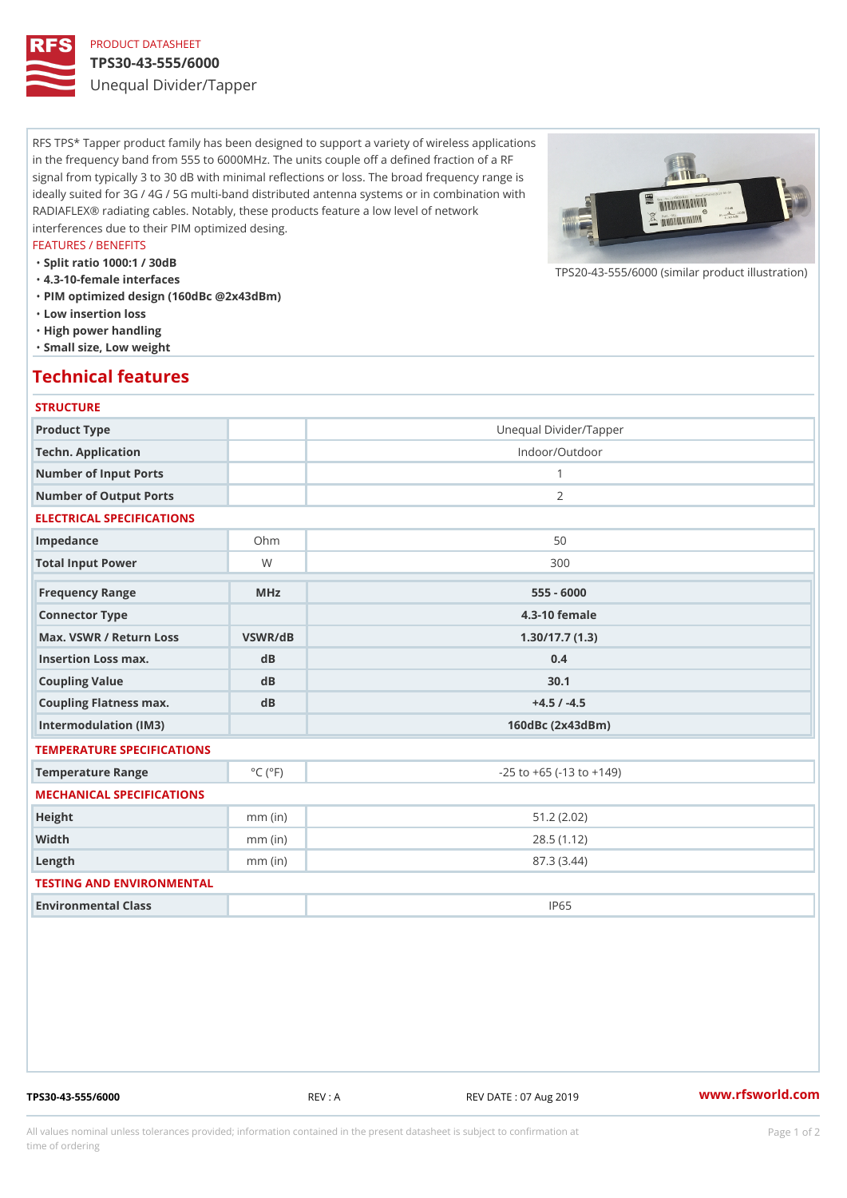PRODUCT DATASHEET

# TPS30-43-555/6000

## Unequal Divider/Tapper

RFS TPS* Tapper product family has been designed to support a variety of wireless applications in the frequency band from 555 to 6000MHz. The units couple off a defined fraction of a RF signal from typically 3 to 30 dB with minimal reflections or loss. The broad frequency range is ideally suited for 3G / 4G / 5G multi-band distributed antenna systems or in combination with RADIAFLEX® radiating cables. Notably, these products feature a low level of network interferences due to their PIM optimized desing.

TPS20-43-555/6000 (similar product illustration)

FEATURES / BENEFITS

- Split ratio 1000:1 / 30dB
- 4.3-10-female interfaces
- PIM optimized design (160dBc @2x43dBm)
- Low insertion loss
- High power handling
- Small size, Low weight

## Technical features

### STRUCTURE

| | | |
|---|---|---|
| Product Type | | Unequal Divider/Tapper |
| Techn. Application | | Indoor/Outdoor |
| Number of Input Ports | | 1 |
| Number of Output Ports | | 2 |

### ELECTRICAL SPECIFICATIONS

| | | |
|---|---|---|
| Impedance | Ohm | 50 |
| Total Input Power | W | 300 |
| Frequency Range | MHz | 555 - 6000 |
| Connector Type | | 4.3-10 female |
| Max. VSWR / Return Loss | VSWR/dB | 1.30/17.7 (1.3) |
| Insertion Loss max. | dB | 0.4 |
| Coupling Value | dB | 30.1 |
| Coupling Flatness max. | dB | +4.5 / -4.5 |
| Intermodulation (IM3) | | 160dBc (2x43dBm) |

### TEMPERATURE SPECIFICATIONS

| | | |
|---|---|---|
| Temperature Range | °C (°F) | -25 to +65 (-13 to +149) |

### MECHANICAL SPECIFICATIONS

| | | |
|---|---|---|
| Height | mm (in) | 51.2 (2.02) |
| Width | mm (in) | 28.5 (1.12) |
| Length | mm (in) | 87.3 (3.44) |

### TESTING AND ENVIRONMENTAL

| | | |
|---|---|---|
| Environmental Class | | IP65 |

TPS30-43-555/6000 REV : A REV DATE : 07 Aug 2019 www.rfsworld.com

All values nominal unless tolerances provided; information contained in the present datasheet is subject to confirmation at time of ordering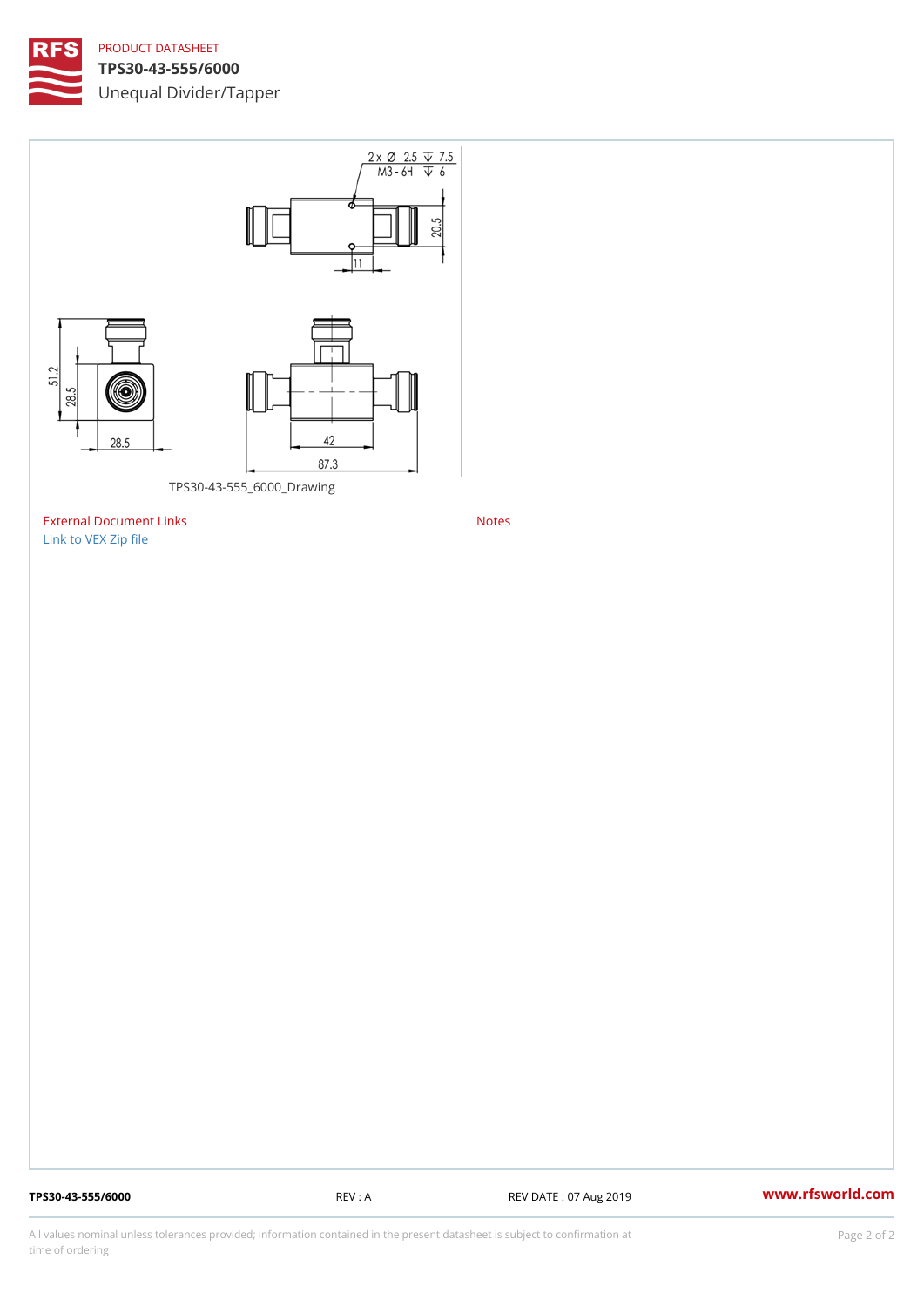PRODUCT DATASHEET

# TPS30-43-555/6000

Unequal Divider/Tapper

2 x Ø 2.5 ↧ 7.5
M3 - 6H ↧ 6
20.5
11
51.2
28.5
28.5
42
87.3

TPS30-43-555_6000_Drawing

External Document Links

Link to VEX Zip file

Notes

TPS30-43-555/6000 REV : A REV DATE : 07 Aug 2019 www.rfsworld.com

All values nominal unless tolerances provided; information contained in the present datasheet is subject to confirmation at time of ordering